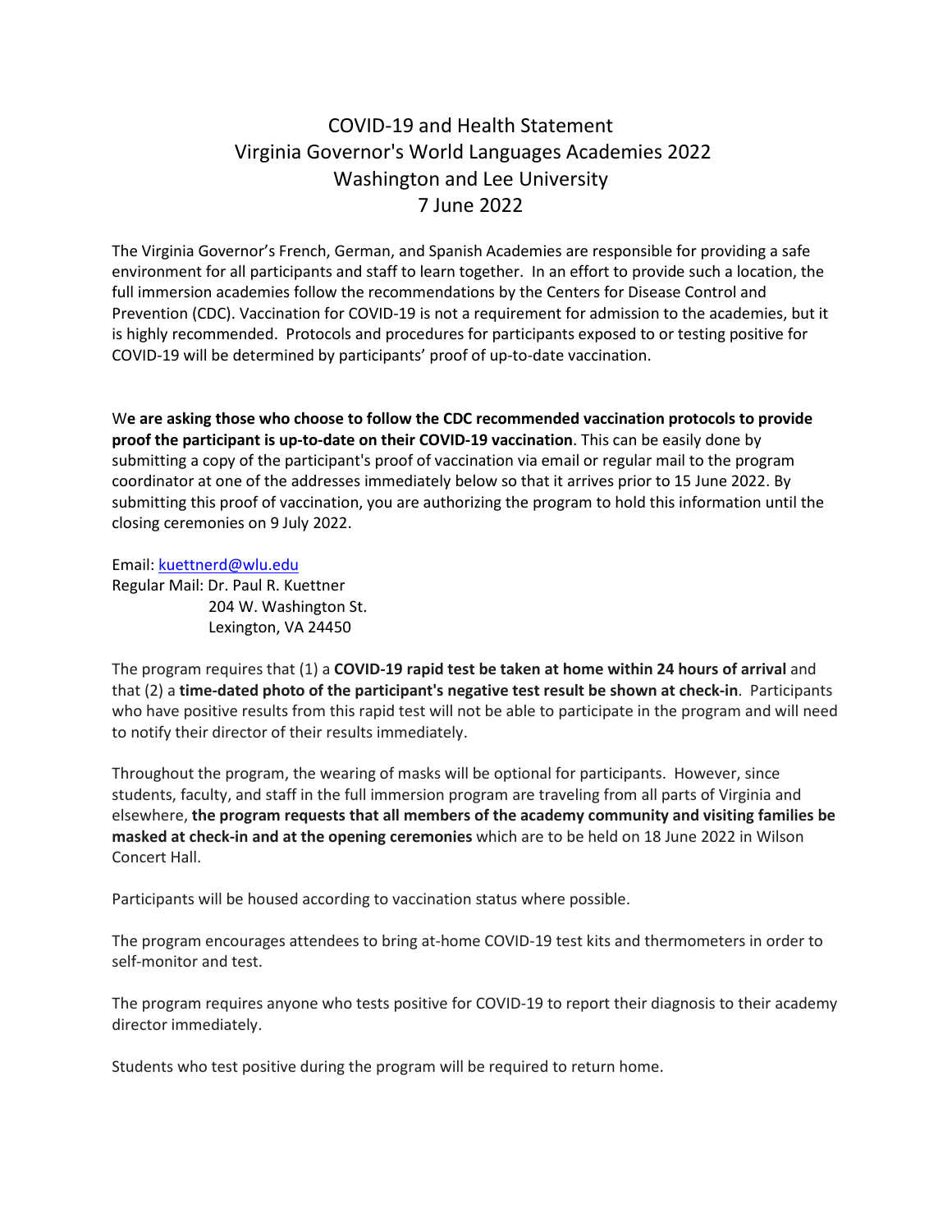# COVID-19 and Health Statement
## Virginia Governor's World Languages Academies 2022
## Washington and Lee University
## 7 June 2022

The Virginia Governor's French, German, and Spanish Academies are responsible for providing a safe environment for all participants and staff to learn together. In an effort to provide such a location, the full immersion academies follow the recommendations by the Centers for Disease Control and Prevention (CDC). Vaccination for COVID-19 is not a requirement for admission to the academies, but it is highly recommended. Protocols and procedures for participants exposed to or testing positive for COVID-19 will be determined by participants' proof of up-to-date vaccination.

W**e are asking those who choose to follow the CDC recommended vaccination protocols to provide proof the participant is up-to-date on their COVID-19 vaccination**. This can be easily done by submitting a copy of the participant's proof of vaccination via email or regular mail to the program coordinator at one of the addresses immediately below so that it arrives prior to 15 June 2022. By submitting this proof of vaccination, you are authorizing the program to hold this information until the closing ceremonies on 9 July 2022.

Email: kuettnerd@wlu.edu
Regular Mail: Dr. Paul R. Kuettner
204 W. Washington St.
Lexington, VA 24450

The program requires that (1) a **COVID-19 rapid test be taken at home within 24 hours of arrival** and that (2) a **time-dated photo of the participant's negative test result be shown at check-in**. Participants who have positive results from this rapid test will not be able to participate in the program and will need to notify their director of their results immediately.

Throughout the program, the wearing of masks will be optional for participants. However, since students, faculty, and staff in the full immersion program are traveling from all parts of Virginia and elsewhere, **the program requests that all members of the academy community and visiting families be masked at check-in and at the opening ceremonies** which are to be held on 18 June 2022 in Wilson Concert Hall.

Participants will be housed according to vaccination status where possible.

The program encourages attendees to bring at-home COVID-19 test kits and thermometers in order to self-monitor and test.

The program requires anyone who tests positive for COVID-19 to report their diagnosis to their academy director immediately.

Students who test positive during the program will be required to return home.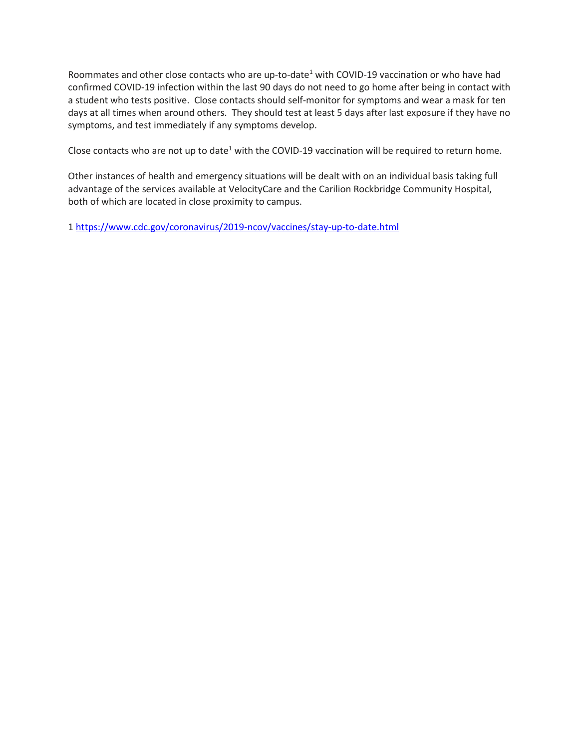Roommates and other close contacts who are up-to-date[1] with COVID-19 vaccination or who have had confirmed COVID-19 infection within the last 90 days do not need to go home after being in contact with a student who tests positive. Close contacts should self-monitor for symptoms and wear a mask for ten days at all times when around others. They should test at least 5 days after last exposure if they have no symptoms, and test immediately if any symptoms develop.

Close contacts who are not up to date[1] with the COVID-19 vaccination will be required to return home.

Other instances of health and emergency situations will be dealt with on an individual basis taking full advantage of the services available at VelocityCare and the Carilion Rockbridge Community Hospital, both of which are located in close proximity to campus.

1 https://www.cdc.gov/coronavirus/2019-ncov/vaccines/stay-up-to-date.html